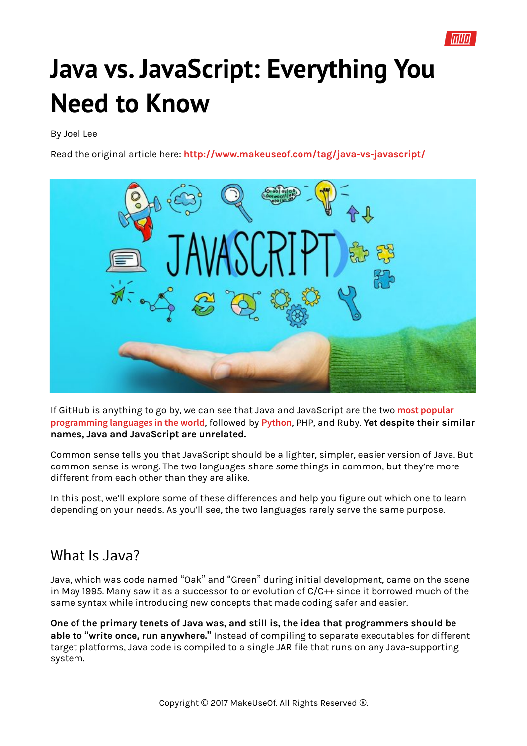# Java vs. JavaScript: Everything You Need to Know

By Joel Lee

Read the original article here: **http://www.makeuseof.com/tag/java-vs-javascript/**

If GitHub is anything to go by, we can see that Java and JavaScript are the two most popular programming languages in the world, followed by Python, PHP, and Ruby. **Yet despite their similar names, Java and JavaScript are unrelated.**

Common sense tells you that JavaScript should be a lighter, simpler, easier version of Java. But common sense is wrong. The two languages share *some* things in common, but they're more different from each other than they are alike.

In this post, we'll explore some of these differences and help you figure out which one to learn depending on your needs. As you'll see, the two languages rarely serve the same purpose.

## What Is Java?

Java, which was code named "Oak" and "Green" during initial development, came on the scene in May 1995. Many saw it as a successor to or evolution of C/C++ since it borrowed much of the same syntax while introducing new concepts that made coding safer and easier.

**One of the primary tenets of Java was, and still is, the idea that programmers should be able to "write once, run anywhere."** Instead of compiling to separate executables for different target platforms, Java code is compiled to a single JAR file that runs on any Java-supporting system.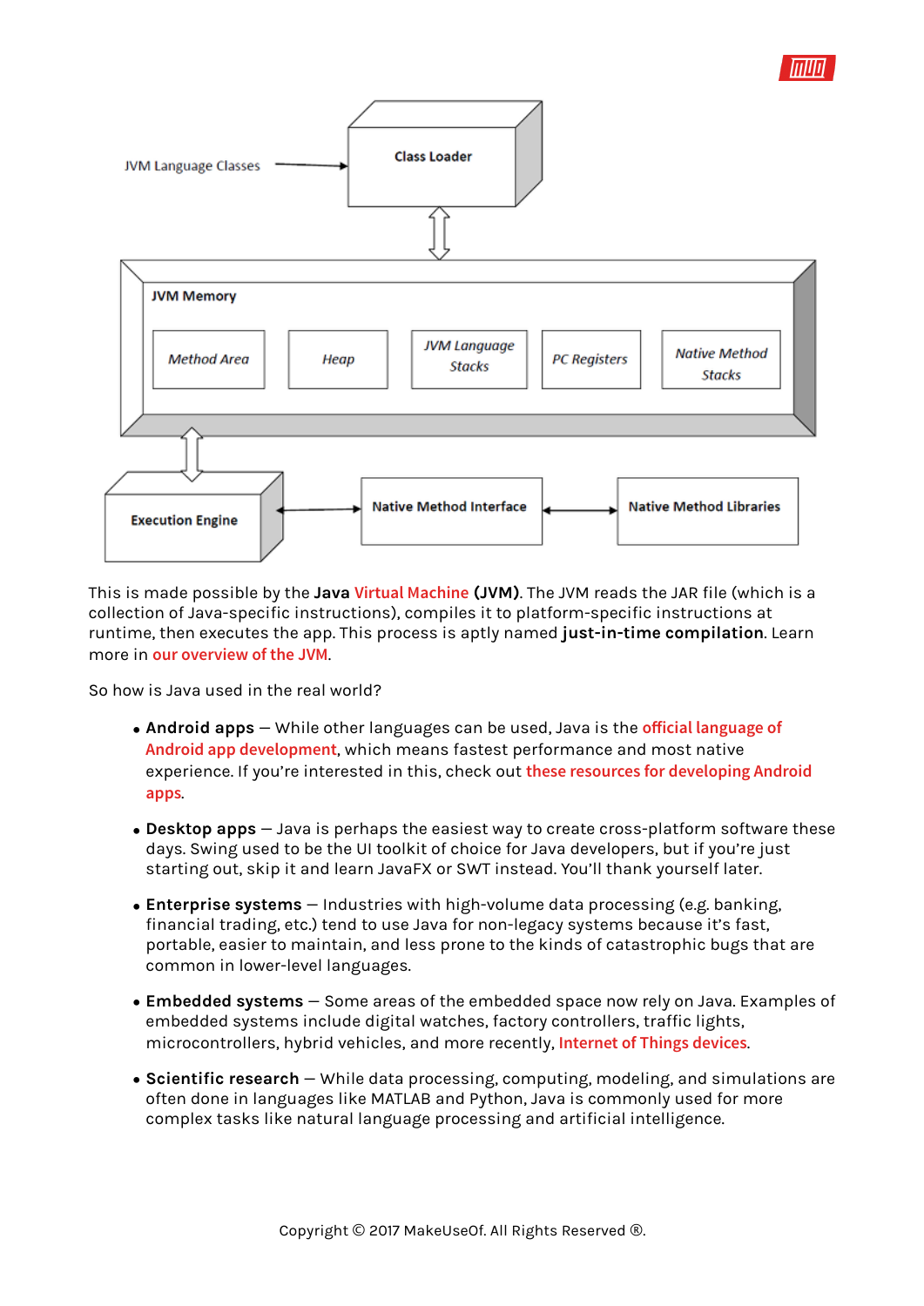JVM Language Classes

Class Loader

JVM Memory

Method Area

Heap

JVM Language Stacks

PC Registers

Native Method Stacks

Execution Engine

Native Method Interface

Native Method Libraries

This is made possible by the **Java** Virtual Machine **(JVM)**. The JVM reads the JAR file (which is a collection of Java-specific instructions), compiles it to platform-specific instructions at runtime, then executes the app. This process is aptly named **just-in-time compilation**. Learn more in our overview of the JVM.

So how is Java used in the real world?

- **Android apps** — While other languages can be used, Java is the official language of Android app development, which means fastest performance and most native experience. If you're interested in this, check out these resources for developing Android apps.
- **Desktop apps** — Java is perhaps the easiest way to create cross-platform software these days. Swing used to be the UI toolkit of choice for Java developers, but if you're just starting out, skip it and learn JavaFX or SWT instead. You'll thank yourself later.
- **Enterprise systems** — Industries with high-volume data processing (e.g. banking, financial trading, etc.) tend to use Java for non-legacy systems because it's fast, portable, easier to maintain, and less prone to the kinds of catastrophic bugs that are common in lower-level languages.
- **Embedded systems** — Some areas of the embedded space now rely on Java. Examples of embedded systems include digital watches, factory controllers, traffic lights, microcontrollers, hybrid vehicles, and more recently, Internet of Things devices.
- **Scientific research** — While data processing, computing, modeling, and simulations are often done in languages like MATLAB and Python, Java is commonly used for more complex tasks like natural language processing and artificial intelligence.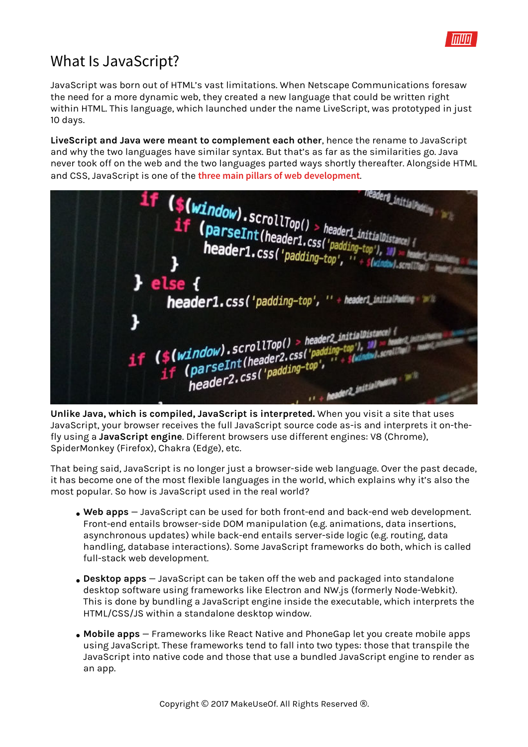# What Is JavaScript?

JavaScript was born out of HTML's vast limitations. When Netscape Communications foresaw the need for a more dynamic web, they created a new language that could be written right within HTML. This language, which launched under the name LiveScript, was prototyped in just 10 days.

**LiveScript and Java were meant to complement each other**, hence the rename to JavaScript and why the two languages have similar syntax. But that's as far as the similarities go. Java never took off on the web and the two languages parted ways shortly thereafter. Alongside HTML and CSS, JavaScript is one of the three main pillars of web development.

**Unlike Java, which is compiled, JavaScript is interpreted.** When you visit a site that uses JavaScript, your browser receives the full JavaScript source code as-is and interprets it on-the-fly using a **JavaScript engine**. Different browsers use different engines: V8 (Chrome), SpiderMonkey (Firefox), Chakra (Edge), etc.

That being said, JavaScript is no longer just a browser-side web language. Over the past decade, it has become one of the most flexible languages in the world, which explains why it's also the most popular. So how is JavaScript used in the real world?

- **Web apps** — JavaScript can be used for both front-end and back-end web development. Front-end entails browser-side DOM manipulation (e.g. animations, data insertions, asynchronous updates) while back-end entails server-side logic (e.g. routing, data handling, database interactions). Some JavaScript frameworks do both, which is called full-stack web development.

- **Desktop apps** — JavaScript can be taken off the web and packaged into standalone desktop software using frameworks like Electron and NW.js (formerly Node-Webkit). This is done by bundling a JavaScript engine inside the executable, which interprets the HTML/CSS/JS within a standalone desktop window.

- **Mobile apps** — Frameworks like React Native and PhoneGap let you create mobile apps using JavaScript. These frameworks tend to fall into two types: those that transpile the JavaScript into native code and those that use a bundled JavaScript engine to render as an app.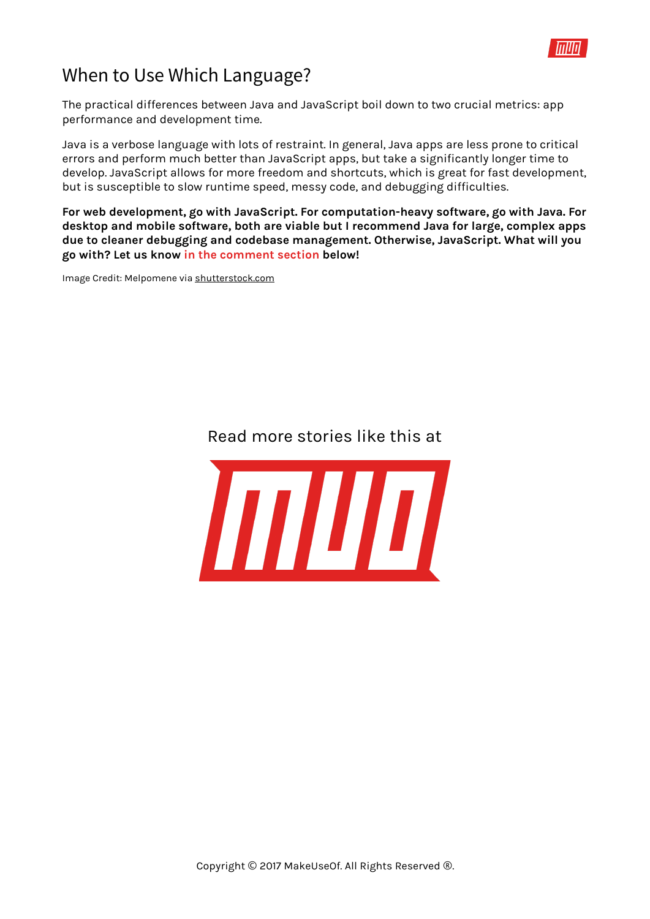## When to Use Which Language?

The practical differences between Java and JavaScript boil down to two crucial metrics: app performance and development time.

Java is a verbose language with lots of restraint. In general, Java apps are less prone to critical errors and perform much better than JavaScript apps, but take a significantly longer time to develop. JavaScript allows for more freedom and shortcuts, which is great for fast development, but is susceptible to slow runtime speed, messy code, and debugging difficulties.

**For web development, go with JavaScript. For computation-heavy software, go with Java. For desktop and mobile software, both are viable but I recommend Java for large, complex apps due to cleaner debugging and codebase management. Otherwise, JavaScript. What will you go with? Let us know in the comment section below!**

Image Credit: Melpomene via shutterstock.com

Read more stories like this at

Copyright © 2017 MakeUseOf. All Rights Reserved ®.